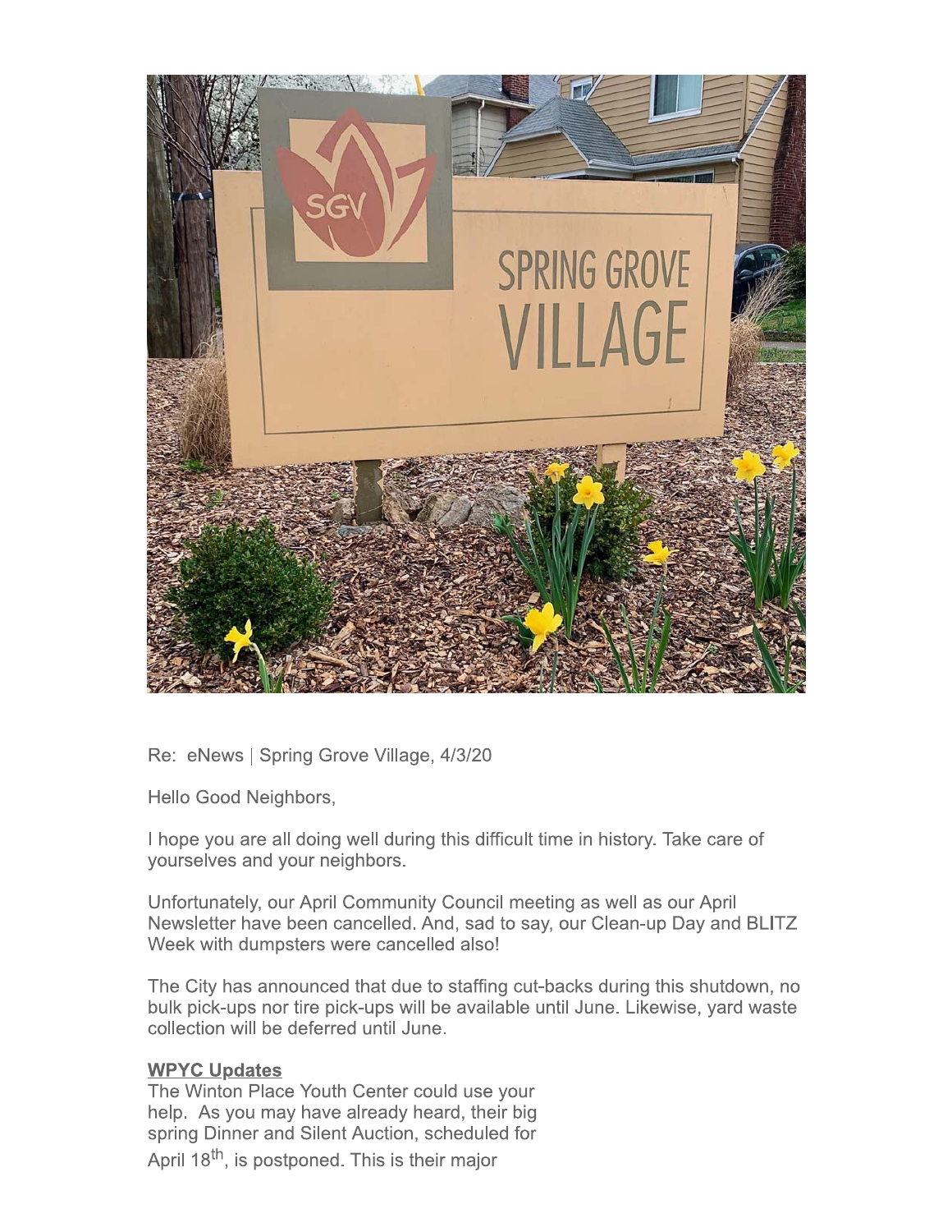Re: eNews | Spring Grove Village, 4/3/20

Hello Good Neighbors,

I hope you are all doing well during this difficult time in history. Take care of yourselves and your neighbors.

Unfortunately, our April Community Council meeting as well as our April Newsletter have been cancelled. And, sad to say, our Clean-up Day and BLITZ Week with dumpsters were cancelled also!

The City has announced that due to staffing cut-backs during this shutdown, no bulk pick-ups nor tire pick-ups will be available until June. Likewise, yard waste collection will be deferred until June.

**WPYC Updates**

The Winton Place Youth Center could use your help. As you may have already heard, their big spring Dinner and Silent Auction, scheduled for April 18th, is postponed. This is their major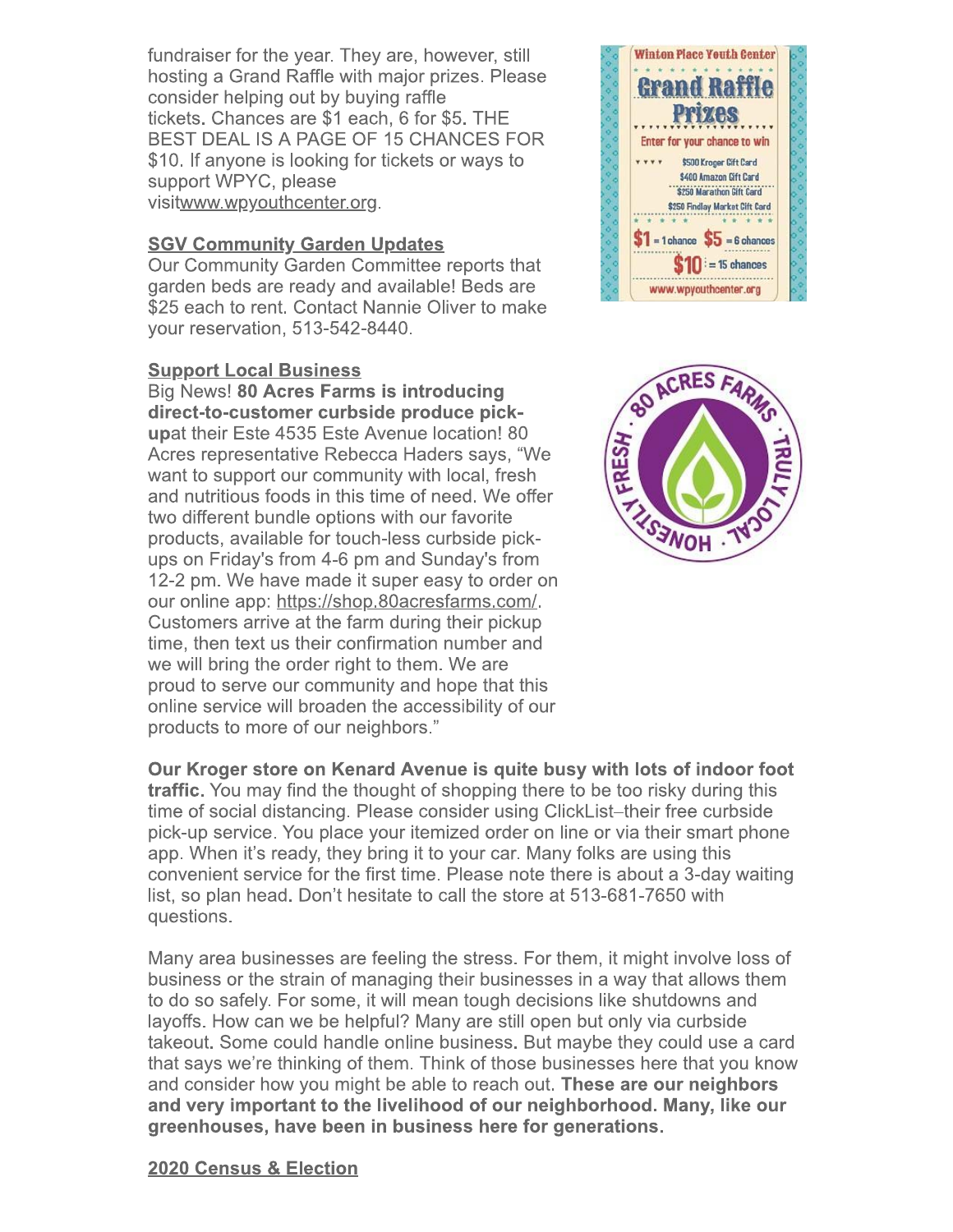fundraiser for the year. They are, however, still hosting a Grand Raffle with major prizes. Please consider helping out by buying raffle tickets. Chances are $1 each, 6 for $5. THE BEST DEAL IS A PAGE OF 15 CHANCES FOR $10. If anyone is looking for tickets or ways to support WPYC, please visitwww.wpyouthcenter.org.

**SGV Community Garden Updates**

Our Community Garden Committee reports that garden beds are ready and available! Beds are $25 each to rent. Contact Nannie Oliver to make your reservation, 513-542-8440.

**Support Local Business**

Big News! **80 Acres Farms is introducing direct-to-customer curbside produce pick-up**at their Este 4535 Este Avenue location! 80 Acres representative Rebecca Haders says, "We want to support our community with local, fresh and nutritious foods in this time of need. We offer two different bundle options with our favorite products, available for touch-less curbside pick-ups on Friday's from 4-6 pm and Sunday's from 12-2 pm. We have made it super easy to order on our online app: https://shop.80acresfarms.com/. Customers arrive at the farm during their pickup time, then text us their confirmation number and we will bring the order right to them. We are proud to serve our community and hope that this online service will broaden the accessibility of our products to more of our neighbors."

**Our Kroger store on Kenard Avenue is quite busy with lots of indoor foot traffic.** You may find the thought of shopping there to be too risky during this time of social distancing. Please consider using ClickList–their free curbside pick-up service. You place your itemized order on line or via their smart phone app. When it's ready, they bring it to your car. Many folks are using this convenient service for the first time. Please note there is about a 3-day waiting list, so plan head. Don't hesitate to call the store at 513-681-7650 with questions.

Many area businesses are feeling the stress. For them, it might involve loss of business or the strain of managing their businesses in a way that allows them to do so safely. For some, it will mean tough decisions like shutdowns and layoffs. How can we be helpful? Many are still open but only via curbside takeout. Some could handle online business. But maybe they could use a card that says we're thinking of them. Think of those businesses here that you know and consider how you might be able to reach out. **These are our neighbors and very important to the livelihood of our neighborhood. Many, like our greenhouses, have been in business here for generations.**

**2020 Census & Election**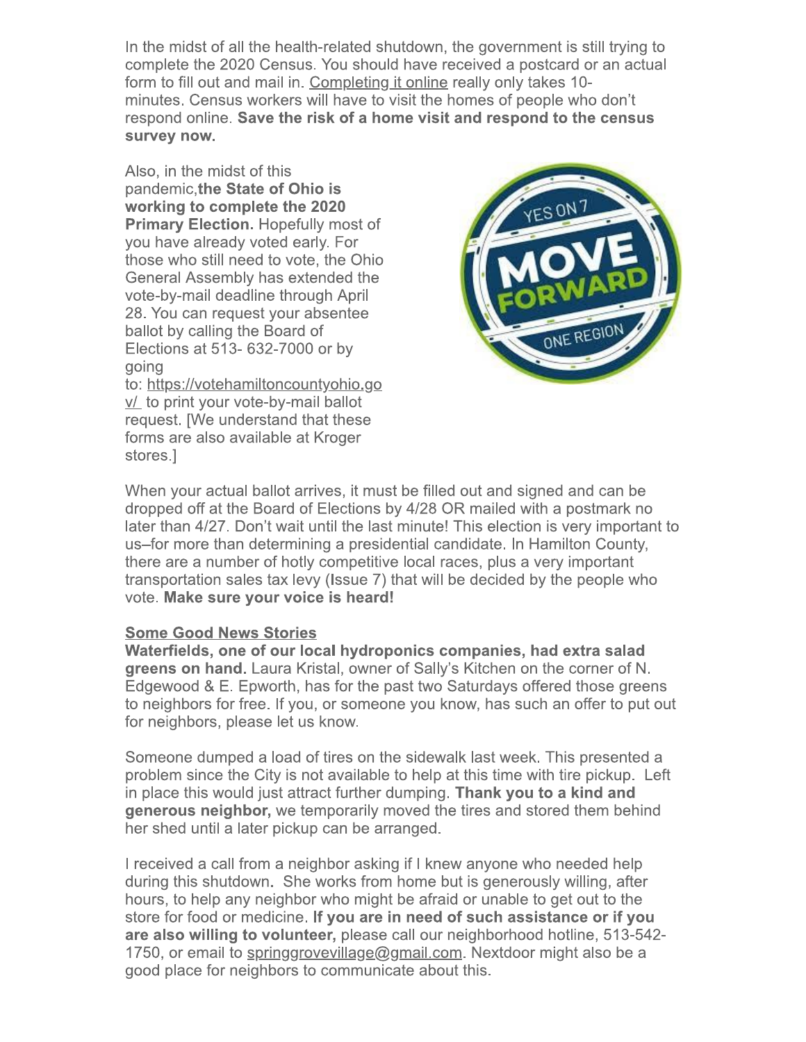In the midst of all the health-related shutdown, the government is still trying to complete the 2020 Census. You should have received a postcard or an actual form to fill out and mail in. Completing it online really only takes 10-minutes. Census workers will have to visit the homes of people who don't respond online. **Save the risk of a home visit and respond to the census survey now.**

Also, in the midst of this pandemic, **the State of Ohio is working to complete the 2020 Primary Election.** Hopefully most of you have already voted early. For those who still need to vote, the Ohio General Assembly has extended the vote-by-mail deadline through April 28. You can request your absentee ballot by calling the Board of Elections at 513- 632-7000 or by going to: https://votehamiltoncountyohio.gov/ to print your vote-by-mail ballot request. [We understand that these forms are also available at Kroger stores.]

When your actual ballot arrives, it must be filled out and signed and can be dropped off at the Board of Elections by 4/28 OR mailed with a postmark no later than 4/27. Don't wait until the last minute! This election is very important to us–for more than determining a presidential candidate. In Hamilton County, there are a number of hotly competitive local races, plus a very important transportation sales tax levy (Issue 7) that will be decided by the people who vote. **Make sure your voice is heard!**

**Some Good News Stories**

**Waterfields, one of our local hydroponics companies, had extra salad greens on hand.** Laura Kristal, owner of Sally's Kitchen on the corner of N. Edgewood & E. Epworth, has for the past two Saturdays offered those greens to neighbors for free. If you, or someone you know, has such an offer to put out for neighbors, please let us know.

Someone dumped a load of tires on the sidewalk last week. This presented a problem since the City is not available to help at this time with tire pickup. Left in place this would just attract further dumping. **Thank you to a kind and generous neighbor,** we temporarily moved the tires and stored them behind her shed until a later pickup can be arranged.

I received a call from a neighbor asking if I knew anyone who needed help during this shutdown. She works from home but is generously willing, after hours, to help any neighbor who might be afraid or unable to get out to the store for food or medicine. **If you are in need of such assistance or if you are also willing to volunteer,** please call our neighborhood hotline, 513-542-1750, or email to springgrovevillage@gmail.com. Nextdoor might also be a good place for neighbors to communicate about this.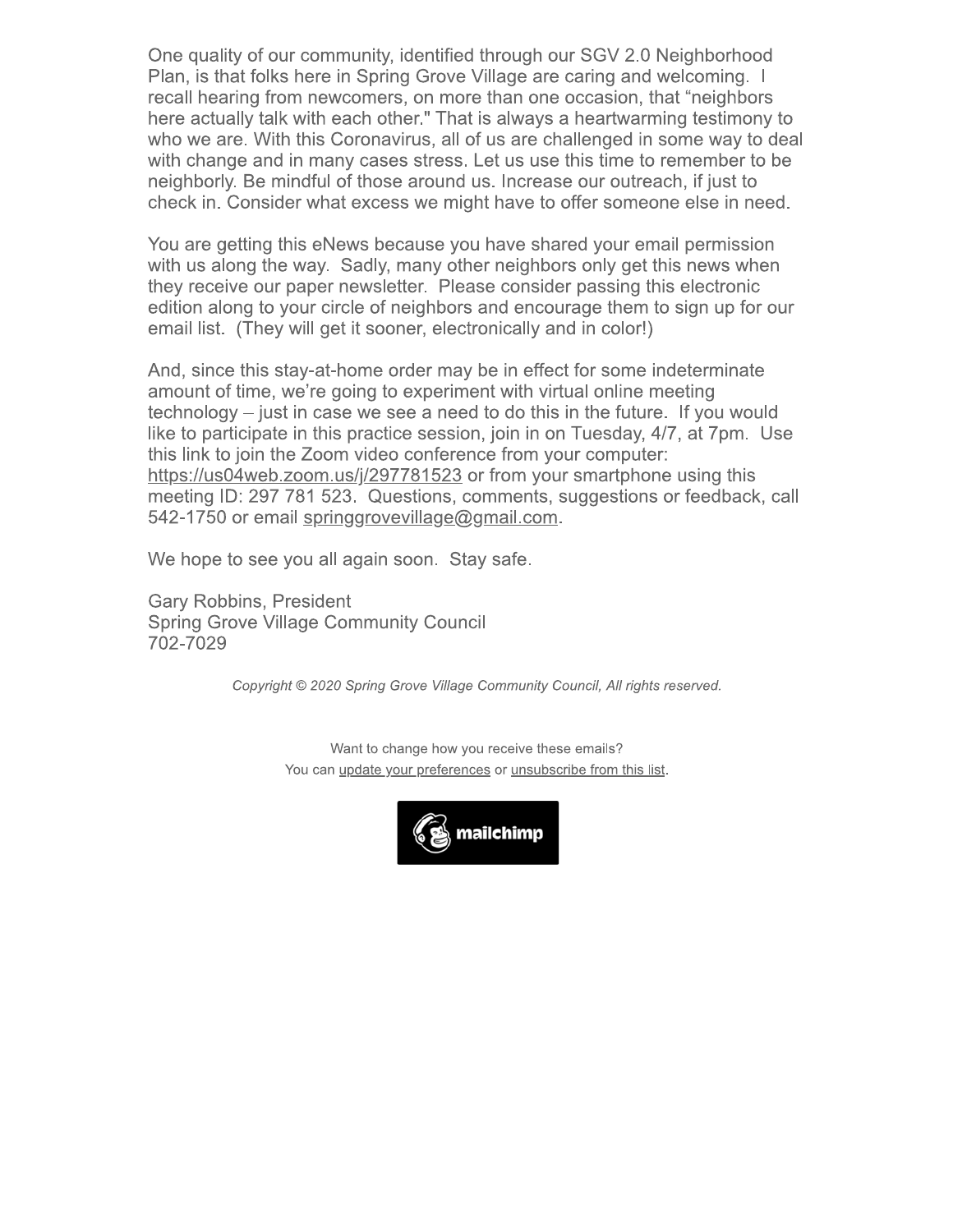One quality of our community, identified through our SGV 2.0 Neighborhood Plan, is that folks here in Spring Grove Village are caring and welcoming. I recall hearing from newcomers, on more than one occasion, that "neighbors here actually talk with each other." That is always a heartwarming testimony to who we are. With this Coronavirus, all of us are challenged in some way to deal with change and in many cases stress. Let us use this time to remember to be neighborly. Be mindful of those around us. Increase our outreach, if just to check in. Consider what excess we might have to offer someone else in need.

You are getting this eNews because you have shared your email permission with us along the way. Sadly, many other neighbors only get this news when they receive our paper newsletter. Please consider passing this electronic edition along to your circle of neighbors and encourage them to sign up for our email list. (They will get it sooner, electronically and in color!)

And, since this stay-at-home order may be in effect for some indeterminate amount of time, we're going to experiment with virtual online meeting technology – just in case we see a need to do this in the future. If you would like to participate in this practice session, join in on Tuesday, 4/7, at 7pm. Use this link to join the Zoom video conference from your computer: https://us04web.zoom.us/j/297781523 or from your smartphone using this meeting ID: 297 781 523. Questions, comments, suggestions or feedback, call 542-1750 or email springgrovevillage@gmail.com.

We hope to see you all again soon. Stay safe.

Gary Robbins, President
Spring Grove Village Community Council
702-7029

*Copyright © 2020 Spring Grove Village Community Council, All rights reserved.*

Want to change how you receive these emails?
You can update your preferences or unsubscribe from this list.

mailchimp